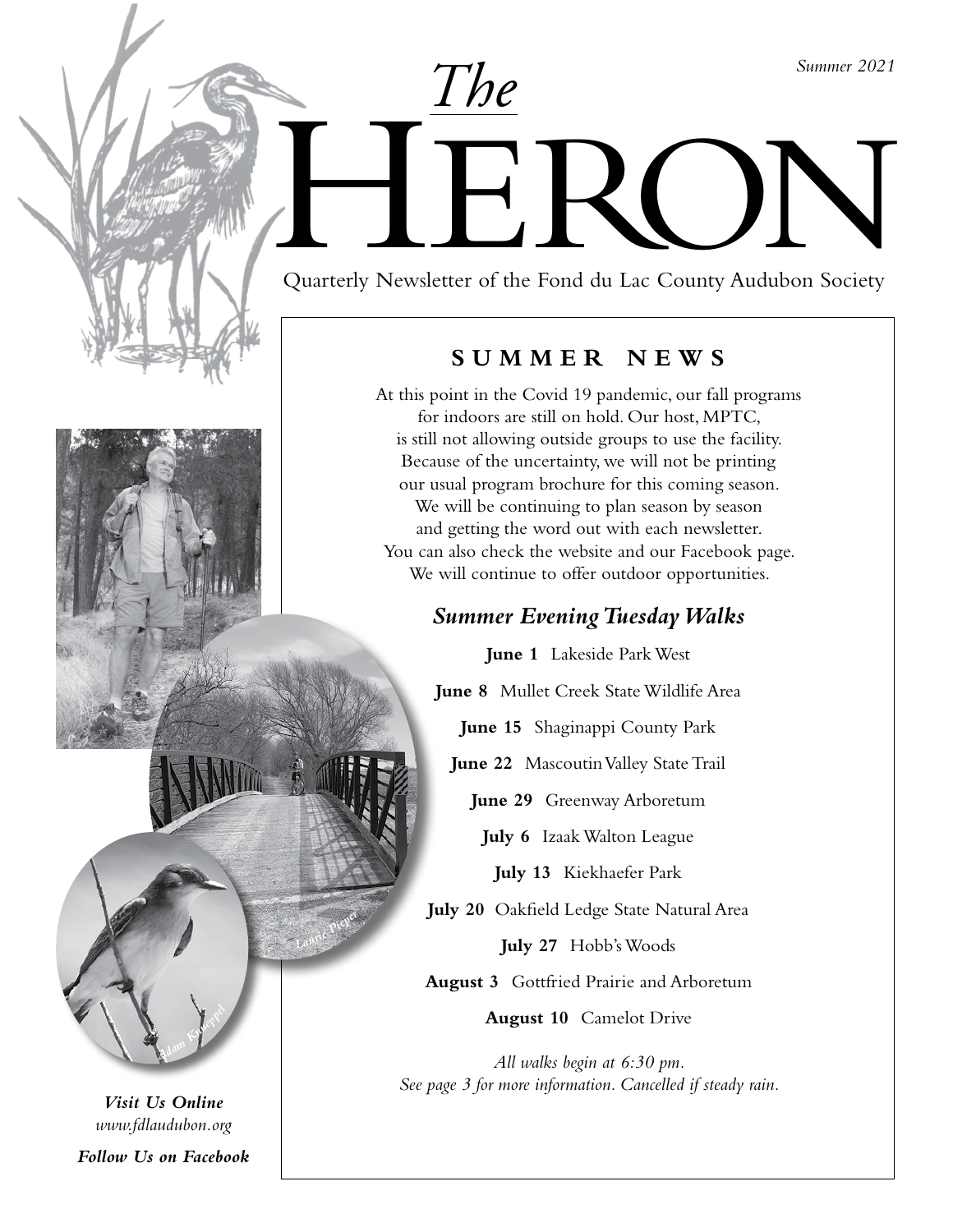Summer 2021

# The HERON

Quarterly Newsletter of the Fond du Lac County Audubon Society

## SUMMER NEWS

At this point in the Covid 19 pandemic, our fall programs for indoors are still on hold. Our host, MPTC, is still not allowing outside groups to use the facility. Because of the uncertainty, we will not be printing our usual program brochure for this coming season. We will be continuing to plan season by season and getting the word out with each newsletter. You can also check the website and our Facebook page. We will continue to offer outdoor opportunities.

### *Summer Evening Tuesday Walks*

**June 1** Lakeside Park West

**June 8** Mullet Creek State Wildlife Area

**June 15** Shaginappi County Park

**June 22** Mascoutin Valley State Trail

**June 29** Greenway Arboretum

**July 6** Izaak Walton League

**July 13** Kiekhaefer Park

**July 20** Oakfield Ledge State Natural Area

**July 27** Hobb's Woods

**August 3** Gottfried Prairie and Arboretum

**August 10** Camelot Drive

*All walks begin at 6:30 pm. See page 3 for more information. Cancelled if steady rain.*

Laurie Pieper

Adam Kneppel

***Visit Us Online***
*www.fdlaudubon.org*

***Follow Us on Facebook***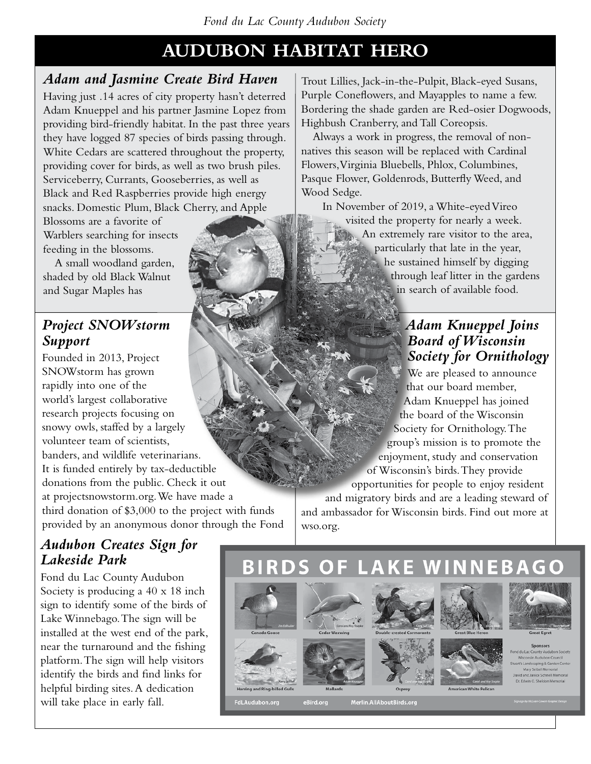## AUDUBON HABITAT HERO

### *Adam and Jasmine Create Bird Haven*

Having just .14 acres of city property hasn't deterred Adam Knueppel and his partner Jasmine Lopez from providing bird-friendly habitat. In the past three years they have logged 87 species of birds passing through. White Cedars are scattered throughout the property, providing cover for birds, as well as two brush piles. Serviceberry, Currants, Gooseberries, as well as Black and Red Raspberries provide high energy snacks. Domestic Plum, Black Cherry, and Apple Blossoms are a favorite of Warblers searching for insects feeding in the blossoms.

A small woodland garden, shaded by old Black Walnut and Sugar Maples has Trout Lillies, Jack-in-the-Pulpit, Black-eyed Susans, Purple Coneflowers, and Mayapples to name a few. Bordering the shade garden are Red-osier Dogwoods, Highbush Cranberry, and Tall Coreopsis.

Always a work in progress, the removal of non-natives this season will be replaced with Cardinal Flowers, Virginia Bluebells, Phlox, Columbines, Pasque Flower, Goldenrods, Butterfly Weed, and Wood Sedge.

In November of 2019, a White-eyed Vireo visited the property for nearly a week. An extremely rare visitor to the area, particularly that late in the year, he sustained himself by digging through leaf litter in the gardens in search of available food.

### *Project SNOWstorm Support*

Founded in 2013, Project SNOWstorm has grown rapidly into one of the world's largest collaborative research projects focusing on snowy owls, staffed by a largely volunteer team of scientists, banders, and wildlife veterinarians. It is funded entirely by tax-deductible donations from the public. Check it out at projectsnowstorm.org. We have made a third donation of $3,000 to the project with funds provided by an anonymous donor through the Fond

### *Adam Knueppel Joins Board of Wisconsin Society for Ornithology*

We are pleased to announce that our board member, Adam Knueppel has joined the board of the Wisconsin Society for Ornithology. The group's mission is to promote the enjoyment, study and conservation of Wisconsin's birds. They provide opportunities for people to enjoy resident and migratory birds and are a leading steward of and ambassador for Wisconsin birds. Find out more at wso.org.

### *Audubon Creates Sign for Lakeside Park*

Fond du Lac County Audubon Society is producing a 40 x 18 inch sign to identify some of the birds of Lake Winnebago. The sign will be installed at the west end of the park, near the turnaround and the fishing platform. The sign will help visitors identify the birds and find links for helpful birding sites. A dedication will take place in early fall.

**BIRDS OF LAKE WINNEBAGO**

Canada Goose · Cedar Waxwing · Double-crested Cormorants · Great Blue Heron · Great Egret · Herring and Ring-billed Gulls · Mallards · Osprey · American White Pelican

Sponsors: Fond du Lac County Audubon Society, Wisconsin Audubon Council, Stuart's Landscaping & Garden Center, Mary Seibel Memorial, David and Janice Schnell Memorial, Dr. Edwin O. Sheldon Memorial

FdLAudubon.org · eBird.org · Merlin.AllAboutBirds.org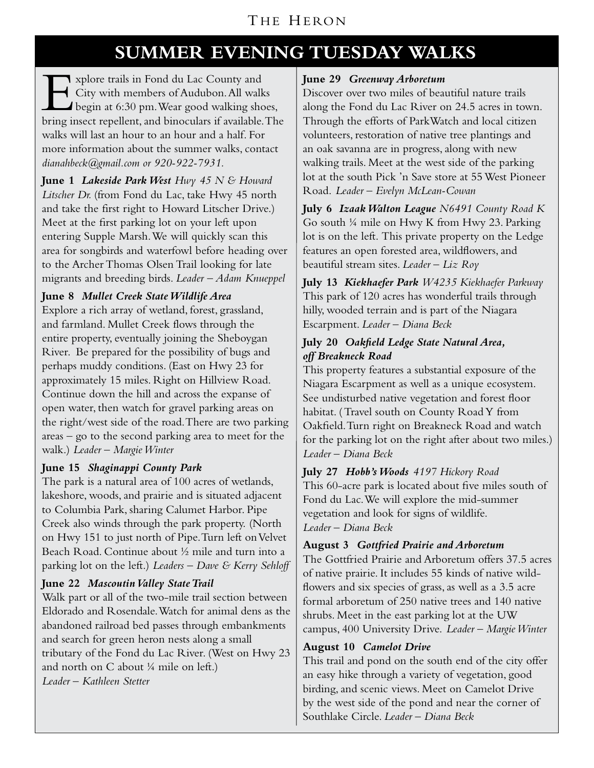# SUMMER EVENING TUESDAY WALKS

Explore trails in Fond du Lac County and City with members of Audubon. All walks begin at 6:30 pm. Wear good walking shoes, bring insect repellent, and binoculars if available. The walks will last an hour to an hour and a half. For more information about the summer walks, contact *dianahbeck@gmail.com or 920-922-7931.*

**June 1** ***Lakeside Park West*** *Hwy 45 N & Howard Litscher Dr.* (from Fond du Lac, take Hwy 45 north and take the first right to Howard Litscher Drive.) Meet at the first parking lot on your left upon entering Supple Marsh. We will quickly scan this area for songbirds and waterfowl before heading over to the Archer Thomas Olsen Trail looking for late migrants and breeding birds. *Leader – Adam Knueppel*

**June 8** ***Mullet Creek State Wildlife Area***
Explore a rich array of wetland, forest, grassland, and farmland. Mullet Creek flows through the entire property, eventually joining the Sheboygan River. Be prepared for the possibility of bugs and perhaps muddy conditions. (East on Hwy 23 for approximately 15 miles. Right on Hillview Road. Continue down the hill and across the expanse of open water, then watch for gravel parking areas on the right/west side of the road. There are two parking areas – go to the second parking area to meet for the walk.) *Leader – Margie Winter*

**June 15** ***Shaginappi County Park***
The park is a natural area of 100 acres of wetlands, lakeshore, woods, and prairie and is situated adjacent to Columbia Park, sharing Calumet Harbor. Pipe Creek also winds through the park property. (North on Hwy 151 to just north of Pipe. Turn left on Velvet Beach Road. Continue about ½ mile and turn into a parking lot on the left.) *Leaders – Dave & Kerry Sehloff*

**June 22** ***Mascoutin Valley State Trail***
Walk part or all of the two-mile trail section between Eldorado and Rosendale. Watch for animal dens as the abandoned railroad bed passes through embankments and search for green heron nests along a small tributary of the Fond du Lac River. (West on Hwy 23 and north on C about ¼ mile on left.)
*Leader – Kathleen Stetter*

**June 29** ***Greenway Arboretum***
Discover over two miles of beautiful nature trails along the Fond du Lac River on 24.5 acres in town. Through the efforts of ParkWatch and local citizen volunteers, restoration of native tree plantings and an oak savanna are in progress, along with new walking trails. Meet at the west side of the parking lot at the south Pick 'n Save store at 55 West Pioneer Road. *Leader – Evelyn McLean-Cowan*

**July 6** ***Izaak Walton League*** *N6491 County Road K*
Go south ¼ mile on Hwy K from Hwy 23. Parking lot is on the left. This private property on the Ledge features an open forested area, wildflowers, and beautiful stream sites. *Leader – Liz Roy*

**July 13** ***Kiekhaefer Park*** *W4235 Kiekhaefer Parkway*
This park of 120 acres has wonderful trails through hilly, wooded terrain and is part of the Niagara Escarpment. *Leader – Diana Beck*

**July 20** ***Oakfield Ledge State Natural Area, off Breakneck Road***
This property features a substantial exposure of the Niagara Escarpment as well as a unique ecosystem. See undisturbed native vegetation and forest floor habitat. (Travel south on County Road Y from Oakfield. Turn right on Breakneck Road and watch for the parking lot on the right after about two miles.)
*Leader – Diana Beck*

**July 27** ***Hobb's Woods*** *4197 Hickory Road*
This 60-acre park is located about five miles south of Fond du Lac. We will explore the mid-summer vegetation and look for signs of wildlife.
*Leader – Diana Beck*

**August 3** ***Gottfried Prairie and Arboretum***
The Gottfried Prairie and Arboretum offers 37.5 acres of native prairie. It includes 55 kinds of native wildflowers and six species of grass, as well as a 3.5 acre formal arboretum of 250 native trees and 140 native shrubs. Meet in the east parking lot at the UW campus, 400 University Drive. *Leader – Margie Winter*

**August 10** ***Camelot Drive***
This trail and pond on the south end of the city offer an easy hike through a variety of vegetation, good birding, and scenic views. Meet on Camelot Drive by the west side of the pond and near the corner of Southlake Circle. *Leader – Diana Beck*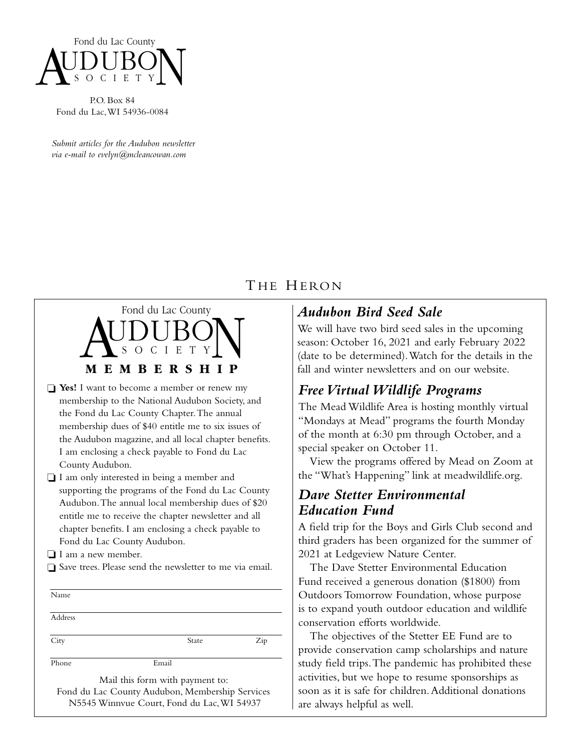Fond du Lac County

AUDUBON SOCIETY

P.O. Box 84
Fond du Lac, WI 54936-0084

*Submit articles for the Audubon newsletter via e-mail to evelyn@mcleancowan.com*

THE HERON

Fond du Lac County

AUDUBON SOCIETY

**MEMBERSHIP**

- ❏ **Yes!** I want to become a member or renew my membership to the National Audubon Society, and the Fond du Lac County Chapter. The annual membership dues of $40 entitle me to six issues of the Audubon magazine, and all local chapter benefits. I am enclosing a check payable to Fond du Lac County Audubon.
- ❏ I am only interested in being a member and supporting the programs of the Fond du Lac County Audubon. The annual local membership dues of $20 entitle me to receive the chapter newsletter and all chapter benefits. I am enclosing a check payable to Fond du Lac County Audubon.
- ❏ I am a new member.
- ❏ Save trees. Please send the newsletter to me via email.

Name

Address

City State Zip

Phone Email

Mail this form with payment to:
Fond du Lac County Audubon, Membership Services
N5545 Winnvue Court, Fond du Lac, WI 54937

## *Audubon Bird Seed Sale*

We will have two bird seed sales in the upcoming season: October 16, 2021 and early February 2022 (date to be determined). Watch for the details in the fall and winter newsletters and on our website.

## *Free Virtual Wildlife Programs*

The Mead Wildlife Area is hosting monthly virtual "Mondays at Mead" programs the fourth Monday of the month at 6:30 pm through October, and a special speaker on October 11.

View the programs offered by Mead on Zoom at the "What's Happening" link at meadwildlife.org.

## *Dave Stetter Environmental Education Fund*

A field trip for the Boys and Girls Club second and third graders has been organized for the summer of 2021 at Ledgeview Nature Center.

The Dave Stetter Environmental Education Fund received a generous donation ($1800) from Outdoors Tomorrow Foundation, whose purpose is to expand youth outdoor education and wildlife conservation efforts worldwide.

The objectives of the Stetter EE Fund are to provide conservation camp scholarships and nature study field trips. The pandemic has prohibited these activities, but we hope to resume sponsorships as soon as it is safe for children. Additional donations are always helpful as well.